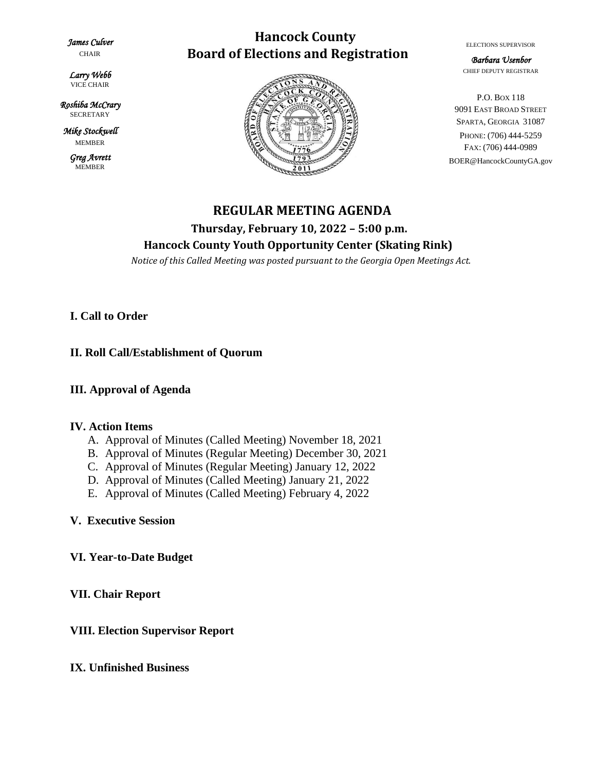*James Culver*
CHAIR

*Larry Webb*
VICE CHAIR

*Roshiba McCrary*
SECRETARY

*Mike Stockwell*
MEMBER

*Greg Avrett*
MEMBER

# Hancock County
# Board of Elections and Registration

ELECTIONS SUPERVISOR

*Barbara Usenbor*
CHIEF DEPUTY REGISTRAR

P.O. BOX 118
9091 EAST BROAD STREET
SPARTA, GEORGIA 31087
PHONE: (706) 444-5259
FAX: (706) 444-0989
BOER@HancockCountyGA.gov

## REGULAR MEETING AGENDA

### Thursday, February 10, 2022 – 5:00 p.m.

### Hancock County Youth Opportunity Center (Skating Rink)

*Notice of this Called Meeting was posted pursuant to the Georgia Open Meetings Act.*

**I. Call to Order**

**II. Roll Call/Establishment of Quorum**

**III. Approval of Agenda**

**IV. Action Items**

A. Approval of Minutes (Called Meeting) November 18, 2021
B. Approval of Minutes (Regular Meeting) December 30, 2021
C. Approval of Minutes (Regular Meeting) January 12, 2022
D. Approval of Minutes (Called Meeting) January 21, 2022
E. Approval of Minutes (Called Meeting) February 4, 2022

**V. Executive Session**

**VI. Year-to-Date Budget**

**VII. Chair Report**

**VIII. Election Supervisor Report**

**IX. Unfinished Business**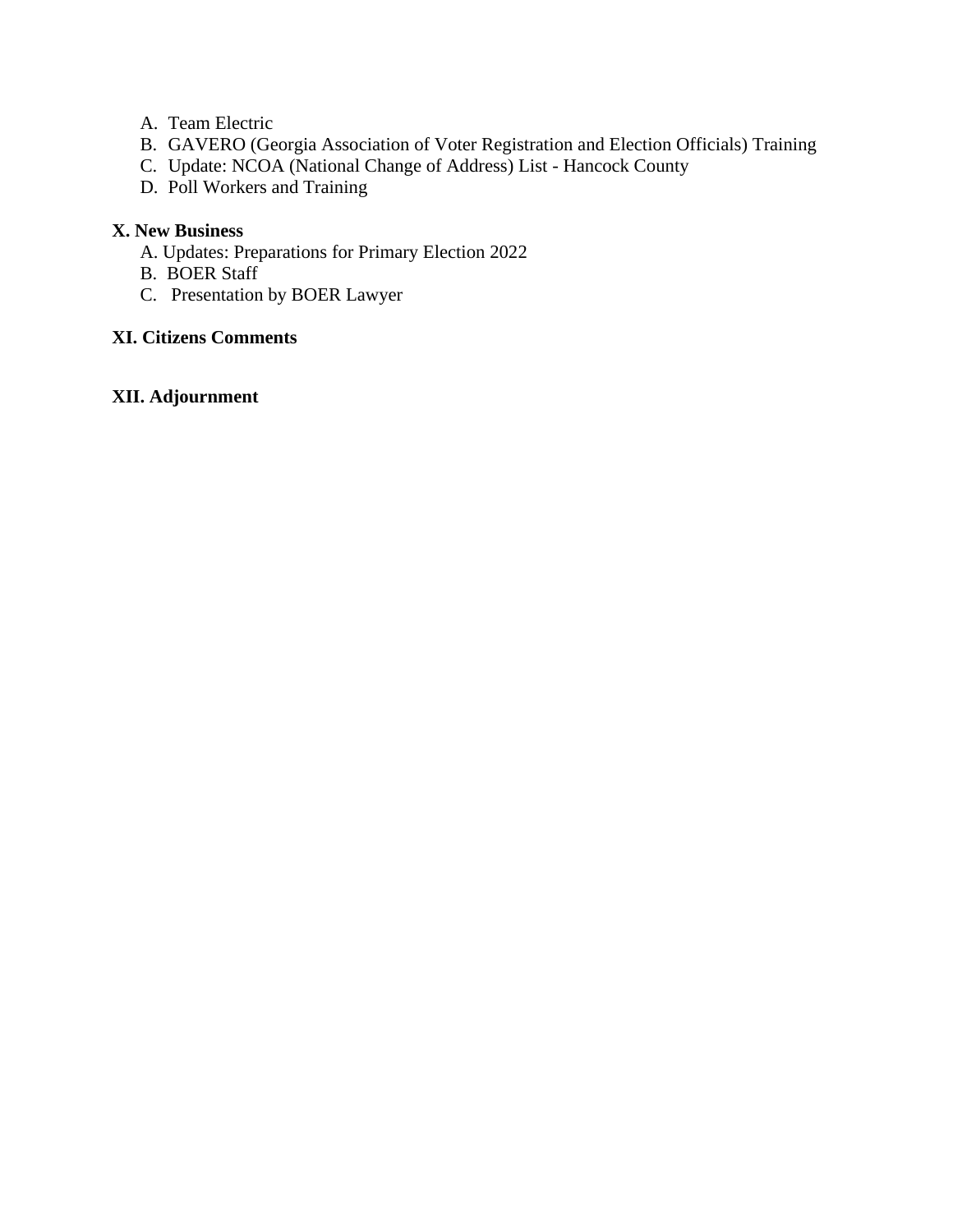A. Team Electric
B. GAVERO (Georgia Association of Voter Registration and Election Officials) Training
C. Update: NCOA (National Change of Address) List - Hancock County
D. Poll Workers and Training

**X. New Business**

A. Updates: Preparations for Primary Election 2022
B. BOER Staff
C. Presentation by BOER Lawyer

**XI. Citizens Comments**

**XII. Adjournment**